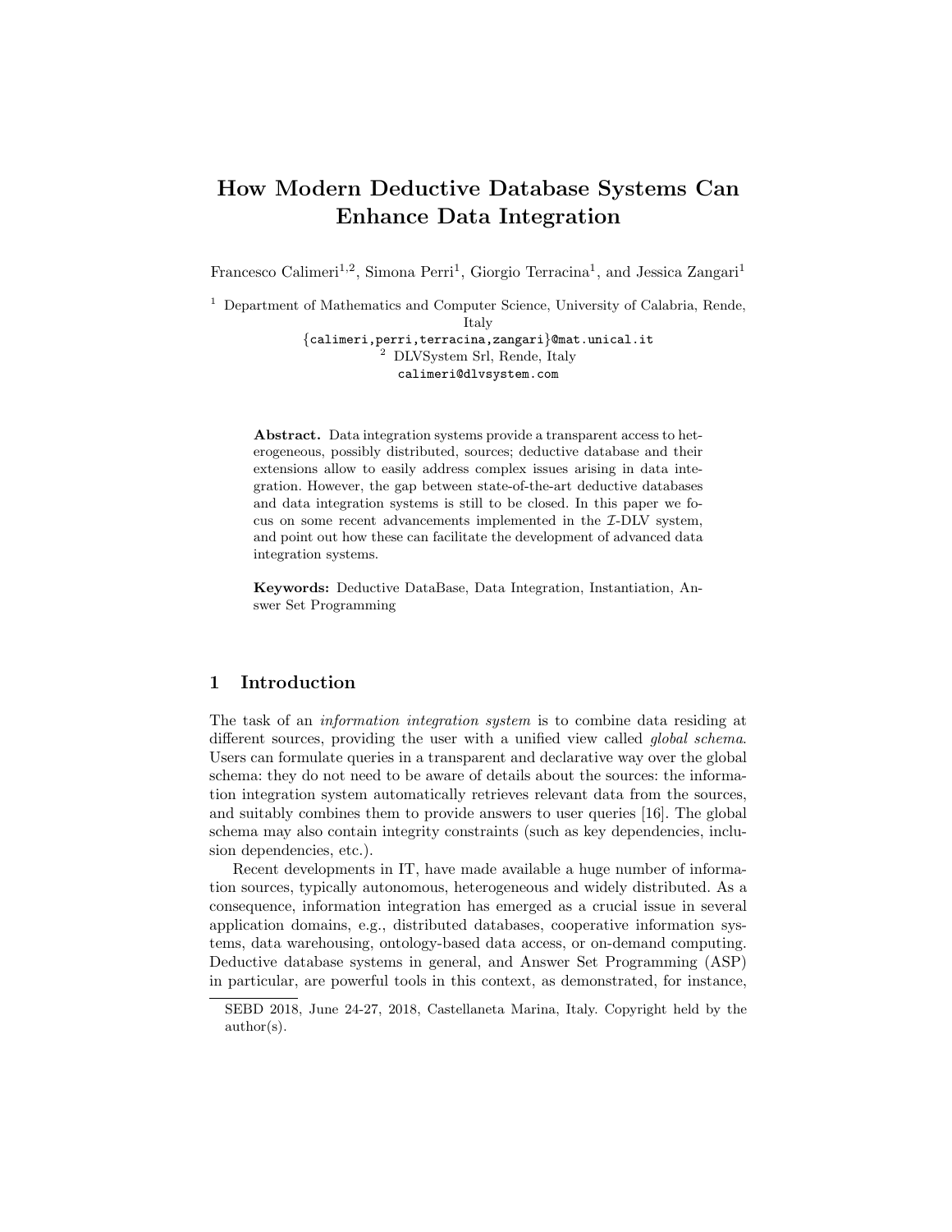# How Modern Deductive Database Systems Can Enhance Data Integration

Francesco Calimeri[1,2], Simona Perri[1], Giorgio Terracina[1], and Jessica Zangari[1]

[1] Department of Mathematics and Computer Science, University of Calabria, Rende, Italy
{calimeri,perri,terracina,zangari}@mat.unical.it
[2] DLVSystem Srl, Rende, Italy
calimeri@dlvsystem.com

**Abstract.** Data integration systems provide a transparent access to heterogeneous, possibly distributed, sources; deductive database and their extensions allow to easily address complex issues arising in data integration. However, the gap between state-of-the-art deductive databases and data integration systems is still to be closed. In this paper we focus on some recent advancements implemented in the $\mathcal{I}$-DLV system, and point out how these can facilitate the development of advanced data integration systems.

**Keywords:** Deductive DataBase, Data Integration, Instantiation, Answer Set Programming

## 1 Introduction

The task of an *information integration system* is to combine data residing at different sources, providing the user with a unified view called *global schema*. Users can formulate queries in a transparent and declarative way over the global schema: they do not need to be aware of details about the sources: the information integration system automatically retrieves relevant data from the sources, and suitably combines them to provide answers to user queries [16]. The global schema may also contain integrity constraints (such as key dependencies, inclusion dependencies, etc.).

Recent developments in IT, have made available a huge number of information sources, typically autonomous, heterogeneous and widely distributed. As a consequence, information integration has emerged as a crucial issue in several application domains, e.g., distributed databases, cooperative information systems, data warehousing, ontology-based data access, or on-demand computing. Deductive database systems in general, and Answer Set Programming (ASP) in particular, are powerful tools in this context, as demonstrated, for instance,

SEBD 2018, June 24-27, 2018, Castellaneta Marina, Italy. Copyright held by the author(s).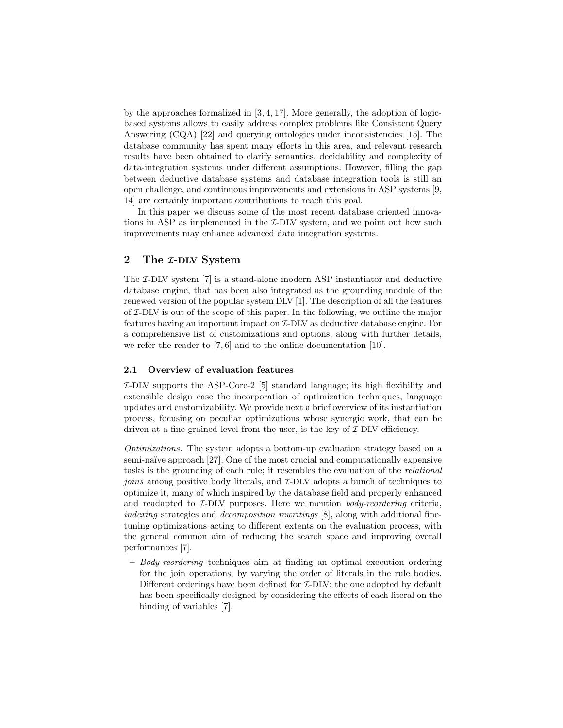by the approaches formalized in [3, 4, 17]. More generally, the adoption of logic-based systems allows to easily address complex problems like Consistent Query Answering (CQA) [22] and querying ontologies under inconsistencies [15]. The database community has spent many efforts in this area, and relevant research results have been obtained to clarify semantics, decidability and complexity of data-integration systems under different assumptions. However, filling the gap between deductive database systems and database integration tools is still an open challenge, and continuous improvements and extensions in ASP systems [9, 14] are certainly important contributions to reach this goal.

In this paper we discuss some of the most recent database oriented innovations in ASP as implemented in the $\mathcal{I}$-DLV system, and we point out how such improvements may enhance advanced data integration systems.

## 2 The $\mathcal{I}$-DLV System

The $\mathcal{I}$-DLV system [7] is a stand-alone modern ASP instantiator and deductive database engine, that has been also integrated as the grounding module of the renewed version of the popular system DLV [1]. The description of all the features of $\mathcal{I}$-DLV is out of the scope of this paper. In the following, we outline the major features having an important impact on $\mathcal{I}$-DLV as deductive database engine. For a comprehensive list of customizations and options, along with further details, we refer the reader to [7, 6] and to the online documentation [10].

### 2.1 Overview of evaluation features

$\mathcal{I}$-DLV supports the ASP-Core-2 [5] standard language; its high flexibility and extensible design ease the incorporation of optimization techniques, language updates and customizability. We provide next a brief overview of its instantiation process, focusing on peculiar optimizations whose synergic work, that can be driven at a fine-grained level from the user, is the key of $\mathcal{I}$-DLV efficiency.

*Optimizations.* The system adopts a bottom-up evaluation strategy based on a semi-naïve approach [27]. One of the most crucial and computationally expensive tasks is the grounding of each rule; it resembles the evaluation of the *relational joins* among positive body literals, and $\mathcal{I}$-DLV adopts a bunch of techniques to optimize it, many of which inspired by the database field and properly enhanced and readapted to $\mathcal{I}$-DLV purposes. Here we mention *body-reordering* criteria, *indexing* strategies and *decomposition rewritings* [8], along with additional fine-tuning optimizations acting to different extents on the evaluation process, with the general common aim of reducing the search space and improving overall performances [7].

– *Body-reordering* techniques aim at finding an optimal execution ordering for the join operations, by varying the order of literals in the rule bodies. Different orderings have been defined for $\mathcal{I}$-DLV; the one adopted by default has been specifically designed by considering the effects of each literal on the binding of variables [7].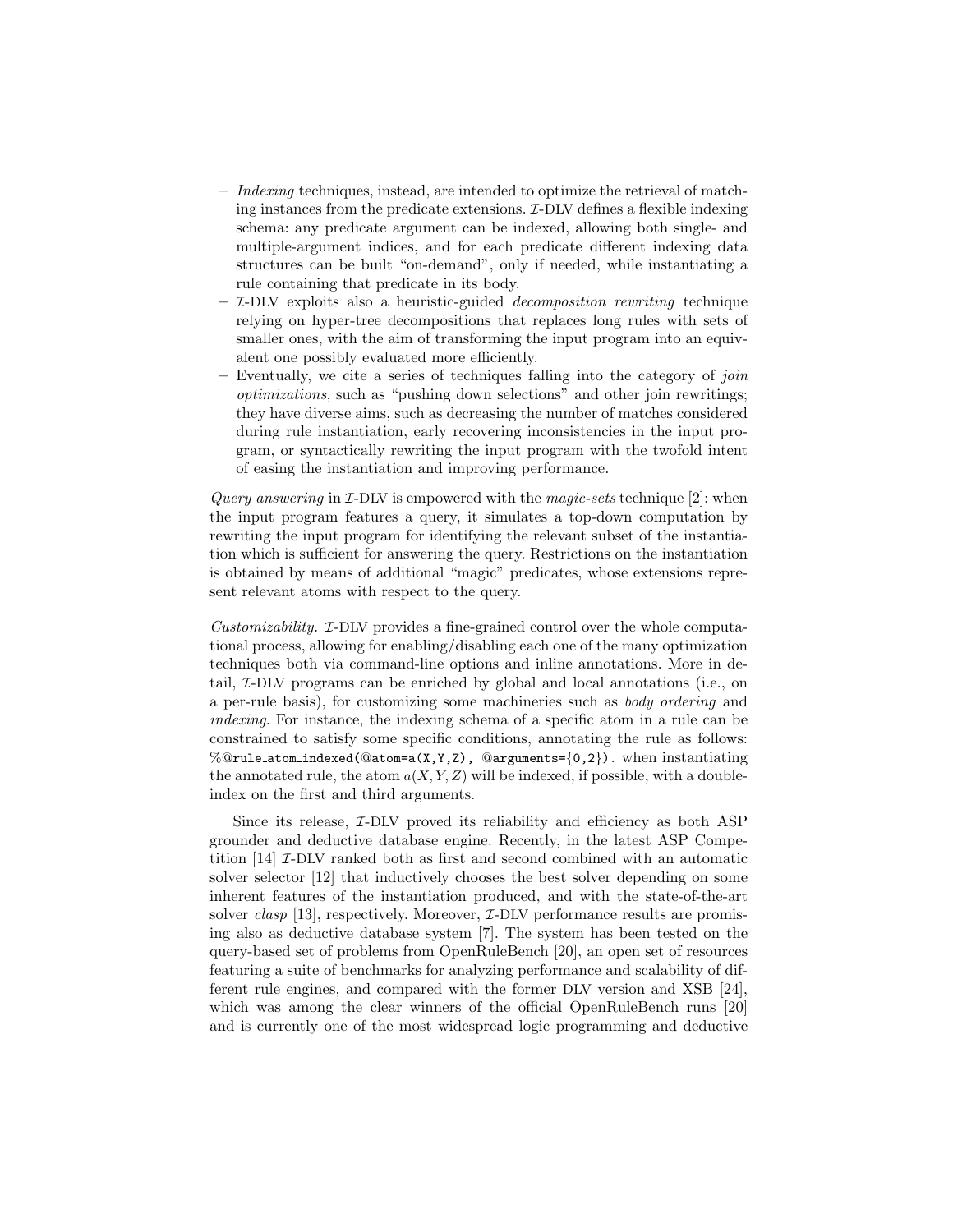- *Indexing* techniques, instead, are intended to optimize the retrieval of matching instances from the predicate extensions. $\mathcal{I}$-DLV defines a flexible indexing schema: any predicate argument can be indexed, allowing both single- and multiple-argument indices, and for each predicate different indexing data structures can be built "on-demand", only if needed, while instantiating a rule containing that predicate in its body.
- $\mathcal{I}$-DLV exploits also a heuristic-guided *decomposition rewriting* technique relying on hyper-tree decompositions that replaces long rules with sets of smaller ones, with the aim of transforming the input program into an equivalent one possibly evaluated more efficiently.
- Eventually, we cite a series of techniques falling into the category of *join optimizations*, such as "pushing down selections" and other join rewritings; they have diverse aims, such as decreasing the number of matches considered during rule instantiation, early recovering inconsistencies in the input program, or syntactically rewriting the input program with the twofold intent of easing the instantiation and improving performance.

*Query answering* in $\mathcal{I}$-DLV is empowered with the *magic-sets* technique [2]: when the input program features a query, it simulates a top-down computation by rewriting the input program for identifying the relevant subset of the instantiation which is sufficient for answering the query. Restrictions on the instantiation is obtained by means of additional "magic" predicates, whose extensions represent relevant atoms with respect to the query.

*Customizability.* $\mathcal{I}$-DLV provides a fine-grained control over the whole computational process, allowing for enabling/disabling each one of the many optimization techniques both via command-line options and inline annotations. More in detail, $\mathcal{I}$-DLV programs can be enriched by global and local annotations (i.e., on a per-rule basis), for customizing some machineries such as *body ordering* and *indexing*. For instance, the indexing schema of a specific atom in a rule can be constrained to satisfy some specific conditions, annotating the rule as follows: `%@rule_atom_indexed(@atom=a(X,Y,Z), @arguments={0,2}).` when instantiating the annotated rule, the atom $a(X, Y, Z)$ will be indexed, if possible, with a double-index on the first and third arguments.

Since its release, $\mathcal{I}$-DLV proved its reliability and efficiency as both ASP grounder and deductive database engine. Recently, in the latest ASP Competition [14] $\mathcal{I}$-DLV ranked both as first and second combined with an automatic solver selector [12] that inductively chooses the best solver depending on some inherent features of the instantiation produced, and with the state-of-the-art solver *clasp* [13], respectively. Moreover, $\mathcal{I}$-DLV performance results are promising also as deductive database system [7]. The system has been tested on the query-based set of problems from OpenRuleBench [20], an open set of resources featuring a suite of benchmarks for analyzing performance and scalability of different rule engines, and compared with the former DLV version and XSB [24], which was among the clear winners of the official OpenRuleBench runs [20] and is currently one of the most widespread logic programming and deductive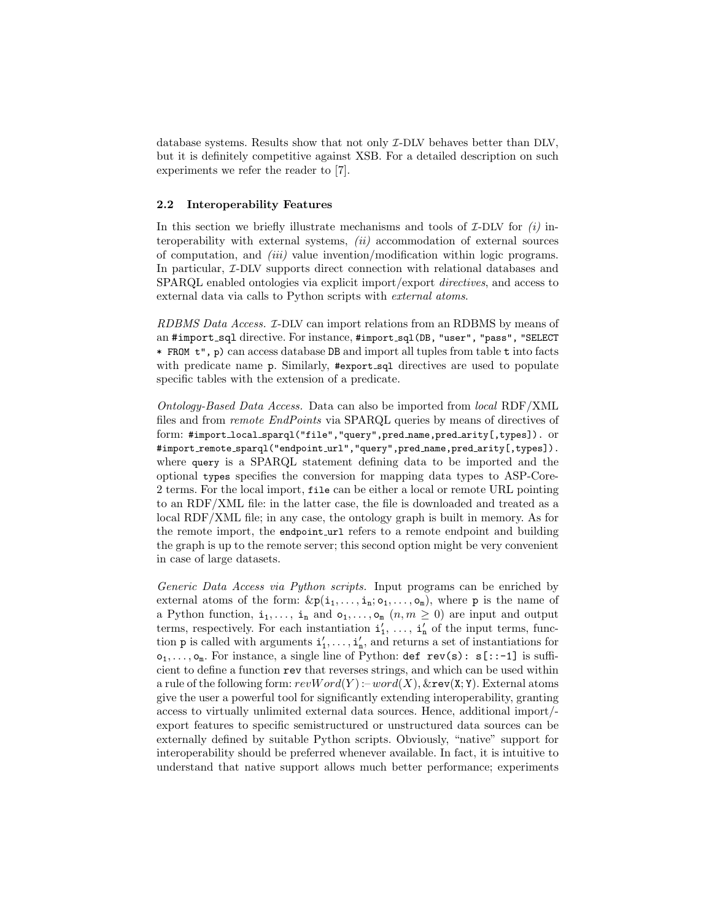database systems. Results show that not only $\mathcal{I}$-DLV behaves better than DLV, but it is definitely competitive against XSB. For a detailed description on such experiments we refer the reader to [7].

### 2.2 Interoperability Features

In this section we briefly illustrate mechanisms and tools of $\mathcal{I}$-DLV for *(i)* interoperability with external systems, *(ii)* accommodation of external sources of computation, and *(iii)* value invention/modification within logic programs. In particular, $\mathcal{I}$-DLV supports direct connection with relational databases and SPARQL enabled ontologies via explicit import/export *directives*, and access to external data via calls to Python scripts with *external atoms*.

*RDBMS Data Access.* $\mathcal{I}$-DLV can import relations from an RDBMS by means of an `#import_sql` directive. For instance, `#import_sql(DB, "user", "pass", "SELECT * FROM t", p)` can access database `DB` and import all tuples from table `t` into facts with predicate name `p`. Similarly, `#export_sql` directives are used to populate specific tables with the extension of a predicate.

*Ontology-Based Data Access.* Data can also be imported from *local* RDF/XML files and from *remote EndPoints* via SPARQL queries by means of directives of form: `#import_local_sparql("file","query",pred_name,pred_arity[,types]).` or `#import_remote_sparql("endpoint_url","query",pred_name,pred_arity[,types]).` where `query` is a SPARQL statement defining data to be imported and the optional `types` specifies the conversion for mapping data types to ASP-Core-2 terms. For the local import, `file` can be either a local or remote URL pointing to an RDF/XML file: in the latter case, the file is downloaded and treated as a local RDF/XML file; in any case, the ontology graph is built in memory. As for the remote import, the `endpoint_url` refers to a remote endpoint and building the graph is up to the remote server; this second option might be very convenient in case of large datasets.

*Generic Data Access via Python scripts.* Input programs can be enriched by external atoms of the form: $\&\mathtt{p}(\mathtt{i}_1, \ldots, \mathtt{i}_n; \mathtt{o}_1, \ldots, \mathtt{o}_m)$, where `p` is the name of a Python function, $\mathtt{i}_1, \ldots, \mathtt{i}_n$ and $\mathtt{o}_1, \ldots, \mathtt{o}_m$ ($n, m \geq 0$) are input and output terms, respectively. For each instantiation $\mathtt{i}'_1, \ldots, \mathtt{i}'_n$ of the input terms, function `p` is called with arguments $\mathtt{i}'_1, \ldots, \mathtt{i}'_n$, and returns a set of instantiations for $\mathtt{o}_1, \ldots, \mathtt{o}_m$. For instance, a single line of Python: `def rev(s): s[::-1]` is sufficient to define a function `rev` that reverses strings, and which can be used within a rule of the following form: $revWord(Y) \text{ :- } word(X), \&\mathtt{rev}(\mathtt{X}; \mathtt{Y})$. External atoms give the user a powerful tool for significantly extending interoperability, granting access to virtually unlimited external data sources. Hence, additional import/-export features to specific semistructured or unstructured data sources can be externally defined by suitable Python scripts. Obviously, "native" support for interoperability should be preferred whenever available. In fact, it is intuitive to understand that native support allows much better performance; experiments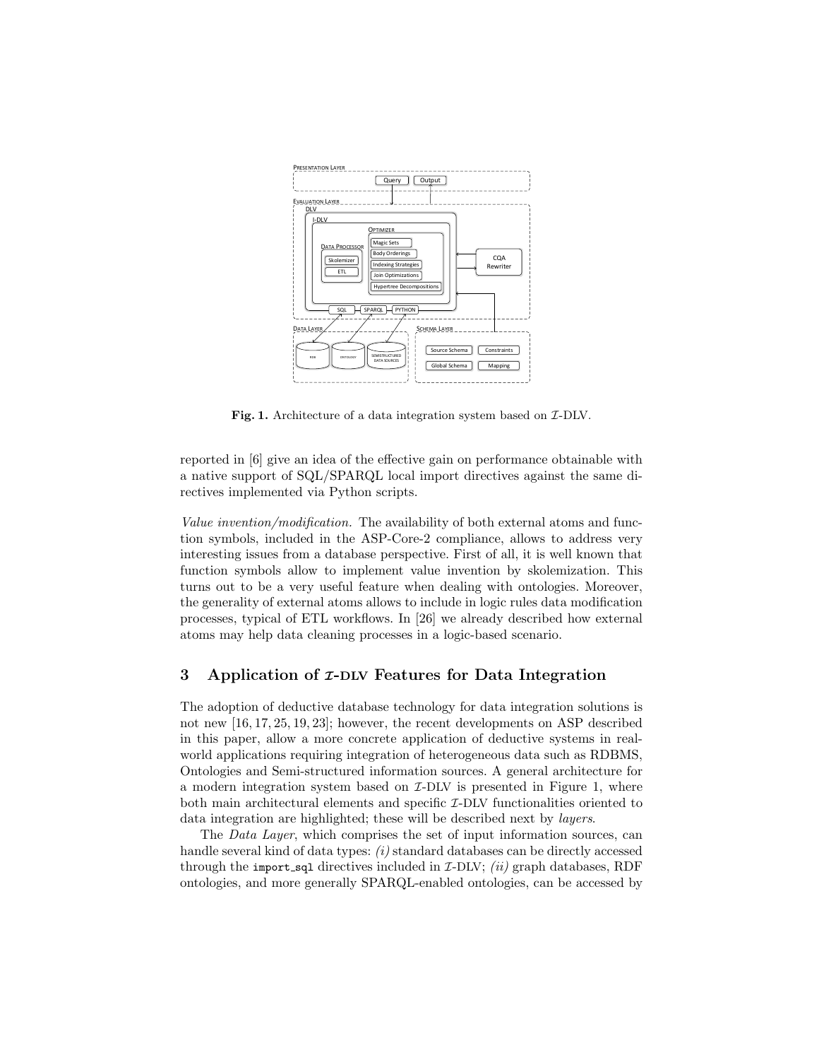**Fig. 1.** Architecture of a data integration system based on $\mathcal{I}$-DLV.

reported in [6] give an idea of the effective gain on performance obtainable with a native support of SQL/SPARQL local import directives against the same directives implemented via Python scripts.

*Value invention/modification.* The availability of both external atoms and function symbols, included in the ASP-Core-2 compliance, allows to address very interesting issues from a database perspective. First of all, it is well known that function symbols allow to implement value invention by skolemization. This turns out to be a very useful feature when dealing with ontologies. Moreover, the generality of external atoms allows to include in logic rules data modification processes, typical of ETL workflows. In [26] we already described how external atoms may help data cleaning processes in a logic-based scenario.

## 3 Application of $\mathcal{I}$-DLV Features for Data Integration

The adoption of deductive database technology for data integration solutions is not new [16, 17, 25, 19, 23]; however, the recent developments on ASP described in this paper, allow a more concrete application of deductive systems in real-world applications requiring integration of heterogeneous data such as RDBMS, Ontologies and Semi-structured information sources. A general architecture for a modern integration system based on $\mathcal{I}$-DLV is presented in Figure 1, where both main architectural elements and specific $\mathcal{I}$-DLV functionalities oriented to data integration are highlighted; these will be described next by *layers*.

The *Data Layer*, which comprises the set of input information sources, can handle several kind of data types: *(i)* standard databases can be directly accessed through the `import_sql` directives included in $\mathcal{I}$-DLV; *(ii)* graph databases, RDF ontologies, and more generally SPARQL-enabled ontologies, can be accessed by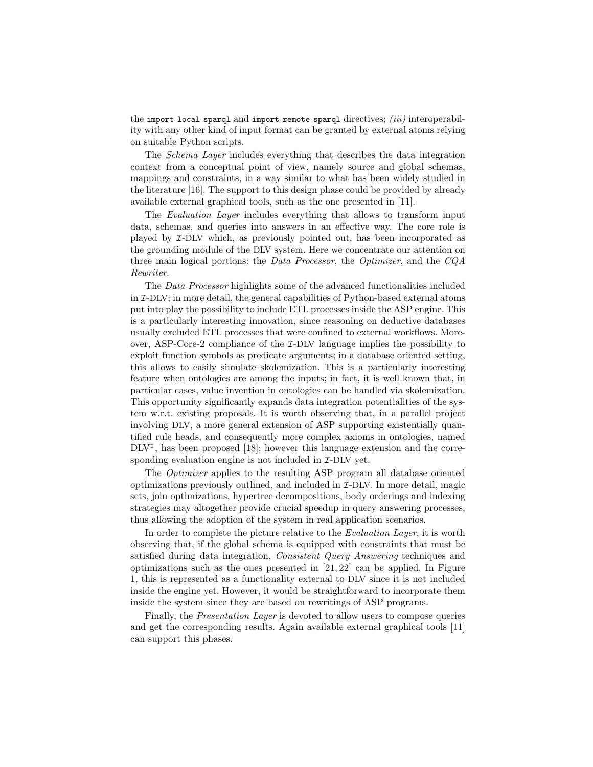the `import_local_sparql` and `import_remote_sparql` directives; *(iii)* interoperability with any other kind of input format can be granted by external atoms relying on suitable Python scripts.

The *Schema Layer* includes everything that describes the data integration context from a conceptual point of view, namely source and global schemas, mappings and constraints, in a way similar to what has been widely studied in the literature [16]. The support to this design phase could be provided by already available external graphical tools, such as the one presented in [11].

The *Evaluation Layer* includes everything that allows to transform input data, schemas, and queries into answers in an effective way. The core role is played by $\mathcal{I}$-DLV which, as previously pointed out, has been incorporated as the grounding module of the DLV system. Here we concentrate our attention on three main logical portions: the *Data Processor*, the *Optimizer*, and the *CQA Rewriter*.

The *Data Processor* highlights some of the advanced functionalities included in $\mathcal{I}$-DLV; in more detail, the general capabilities of Python-based external atoms put into play the possibility to include ETL processes inside the ASP engine. This is a particularly interesting innovation, since reasoning on deductive databases usually excluded ETL processes that were confined to external workflows. Moreover, ASP-Core-2 compliance of the $\mathcal{I}$-DLV language implies the possibility to exploit function symbols as predicate arguments; in a database oriented setting, this allows to easily simulate skolemization. This is a particularly interesting feature when ontologies are among the inputs; in fact, it is well known that, in particular cases, value invention in ontologies can be handled via skolemization. This opportunity significantly expands data integration potentialities of the system w.r.t. existing proposals. It is worth observing that, in a parallel project involving DLV, a more general extension of ASP supporting existentially quantified rule heads, and consequently more complex axioms in ontologies, named $\text{DLV}^{\exists}$, has been proposed [18]; however this language extension and the corresponding evaluation engine is not included in $\mathcal{I}$-DLV yet.

The *Optimizer* applies to the resulting ASP program all database oriented optimizations previously outlined, and included in $\mathcal{I}$-DLV. In more detail, magic sets, join optimizations, hypertree decompositions, body orderings and indexing strategies may altogether provide crucial speedup in query answering processes, thus allowing the adoption of the system in real application scenarios.

In order to complete the picture relative to the *Evaluation Layer*, it is worth observing that, if the global schema is equipped with constraints that must be satisfied during data integration, *Consistent Query Answering* techniques and optimizations such as the ones presented in [21, 22] can be applied. In Figure 1, this is represented as a functionality external to DLV since it is not included inside the engine yet. However, it would be straightforward to incorporate them inside the system since they are based on rewritings of ASP programs.

Finally, the *Presentation Layer* is devoted to allow users to compose queries and get the corresponding results. Again available external graphical tools [11] can support this phases.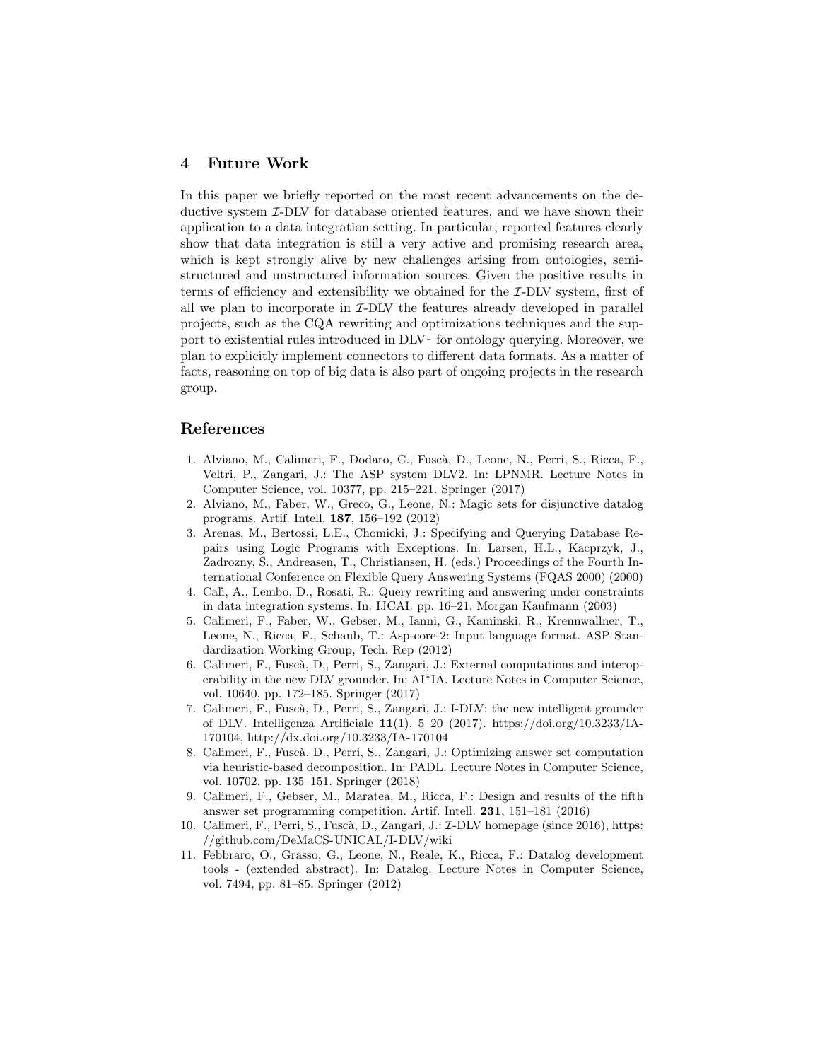## 4 Future Work

In this paper we briefly reported on the most recent advancements on the deductive system $\mathcal{I}$-DLV for database oriented features, and we have shown their application to a data integration setting. In particular, reported features clearly show that data integration is still a very active and promising research area, which is kept strongly alive by new challenges arising from ontologies, semi-structured and unstructured information sources. Given the positive results in terms of efficiency and extensibility we obtained for the $\mathcal{I}$-DLV system, first of all we plan to incorporate in $\mathcal{I}$-DLV the features already developed in parallel projects, such as the CQA rewriting and optimizations techniques and the support to existential rules introduced in DLV$^{\exists}$ for ontology querying. Moreover, we plan to explicitly implement connectors to different data formats. As a matter of facts, reasoning on top of big data is also part of ongoing projects in the research group.

## References

1. Alviano, M., Calimeri, F., Dodaro, C., Fuscà, D., Leone, N., Perri, S., Ricca, F., Veltri, P., Zangari, J.: The ASP system DLV2. In: LPNMR. Lecture Notes in Computer Science, vol. 10377, pp. 215–221. Springer (2017)
2. Alviano, M., Faber, W., Greco, G., Leone, N.: Magic sets for disjunctive datalog programs. Artif. Intell. **187**, 156–192 (2012)
3. Arenas, M., Bertossi, L.E., Chomicki, J.: Specifying and Querying Database Repairs using Logic Programs with Exceptions. In: Larsen, H.L., Kacprzyk, J., Zadrozny, S., Andreasen, T., Christiansen, H. (eds.) Proceedings of the Fourth International Conference on Flexible Query Answering Systems (FQAS 2000) (2000)
4. Calì, A., Lembo, D., Rosati, R.: Query rewriting and answering under constraints in data integration systems. In: IJCAI. pp. 16–21. Morgan Kaufmann (2003)
5. Calimeri, F., Faber, W., Gebser, M., Ianni, G., Kaminski, R., Krennwallner, T., Leone, N., Ricca, F., Schaub, T.: Asp-core-2: Input language format. ASP Standardization Working Group, Tech. Rep (2012)
6. Calimeri, F., Fuscà, D., Perri, S., Zangari, J.: External computations and interoperability in the new DLV grounder. In: AI*IA. Lecture Notes in Computer Science, vol. 10640, pp. 172–185. Springer (2017)
7. Calimeri, F., Fuscà, D., Perri, S., Zangari, J.: I-DLV: the new intelligent grounder of DLV. Intelligenza Artificiale **11**(1), 5–20 (2017). https://doi.org/10.3233/IA-170104, http://dx.doi.org/10.3233/IA-170104
8. Calimeri, F., Fuscà, D., Perri, S., Zangari, J.: Optimizing answer set computation via heuristic-based decomposition. In: PADL. Lecture Notes in Computer Science, vol. 10702, pp. 135–151. Springer (2018)
9. Calimeri, F., Gebser, M., Maratea, M., Ricca, F.: Design and results of the fifth answer set programming competition. Artif. Intell. **231**, 151–181 (2016)
10. Calimeri, F., Perri, S., Fuscà, D., Zangari, J.: $\mathcal{I}$-DLV homepage (since 2016), https://github.com/DeMaCS-UNICAL/I-DLV/wiki
11. Febbraro, O., Grasso, G., Leone, N., Reale, K., Ricca, F.: Datalog development tools - (extended abstract). In: Datalog. Lecture Notes in Computer Science, vol. 7494, pp. 81–85. Springer (2012)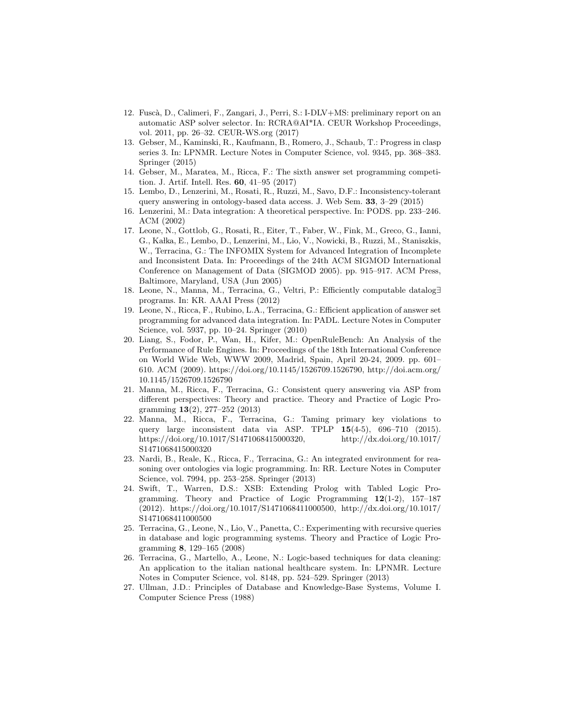12. Fuscà, D., Calimeri, F., Zangari, J., Perri, S.: I-DLV+MS: preliminary report on an automatic ASP solver selector. In: RCRA@AI*IA. CEUR Workshop Proceedings, vol. 2011, pp. 26–32. CEUR-WS.org (2017)
13. Gebser, M., Kaminski, R., Kaufmann, B., Romero, J., Schaub, T.: Progress in clasp series 3. In: LPNMR. Lecture Notes in Computer Science, vol. 9345, pp. 368–383. Springer (2015)
14. Gebser, M., Maratea, M., Ricca, F.: The sixth answer set programming competition. J. Artif. Intell. Res. **60**, 41–95 (2017)
15. Lembo, D., Lenzerini, M., Rosati, R., Ruzzi, M., Savo, D.F.: Inconsistency-tolerant query answering in ontology-based data access. J. Web Sem. **33**, 3–29 (2015)
16. Lenzerini, M.: Data integration: A theoretical perspective. In: PODS. pp. 233–246. ACM (2002)
17. Leone, N., Gottlob, G., Rosati, R., Eiter, T., Faber, W., Fink, M., Greco, G., Ianni, G., Kałka, E., Lembo, D., Lenzerini, M., Lio, V., Nowicki, B., Ruzzi, M., Staniszkis, W., Terracina, G.: The INFOMIX System for Advanced Integration of Incomplete and Inconsistent Data. In: Proceedings of the 24th ACM SIGMOD International Conference on Management of Data (SIGMOD 2005). pp. 915–917. ACM Press, Baltimore, Maryland, USA (Jun 2005)
18. Leone, N., Manna, M., Terracina, G., Veltri, P.: Efficiently computable datalog∃ programs. In: KR. AAAI Press (2012)
19. Leone, N., Ricca, F., Rubino, L.A., Terracina, G.: Efficient application of answer set programming for advanced data integration. In: PADL. Lecture Notes in Computer Science, vol. 5937, pp. 10–24. Springer (2010)
20. Liang, S., Fodor, P., Wan, H., Kifer, M.: OpenRuleBench: An Analysis of the Performance of Rule Engines. In: Proceedings of the 18th International Conference on World Wide Web, WWW 2009, Madrid, Spain, April 20-24, 2009. pp. 601–610. ACM (2009). https://doi.org/10.1145/1526709.1526790, http://doi.acm.org/10.1145/1526709.1526790
21. Manna, M., Ricca, F., Terracina, G.: Consistent query answering via ASP from different perspectives: Theory and practice. Theory and Practice of Logic Programming **13**(2), 277–252 (2013)
22. Manna, M., Ricca, F., Terracina, G.: Taming primary key violations to query large inconsistent data via ASP. TPLP **15**(4-5), 696–710 (2015). https://doi.org/10.1017/S1471068415000320, http://dx.doi.org/10.1017/S1471068415000320
23. Nardi, B., Reale, K., Ricca, F., Terracina, G.: An integrated environment for reasoning over ontologies via logic programming. In: RR. Lecture Notes in Computer Science, vol. 7994, pp. 253–258. Springer (2013)
24. Swift, T., Warren, D.S.: XSB: Extending Prolog with Tabled Logic Programming. Theory and Practice of Logic Programming **12**(1-2), 157–187 (2012). https://doi.org/10.1017/S1471068411000500, http://dx.doi.org/10.1017/S1471068411000500
25. Terracina, G., Leone, N., Lio, V., Panetta, C.: Experimenting with recursive queries in database and logic programming systems. Theory and Practice of Logic Programming **8**, 129–165 (2008)
26. Terracina, G., Martello, A., Leone, N.: Logic-based techniques for data cleaning: An application to the italian national healthcare system. In: LPNMR. Lecture Notes in Computer Science, vol. 8148, pp. 524–529. Springer (2013)
27. Ullman, J.D.: Principles of Database and Knowledge-Base Systems, Volume I. Computer Science Press (1988)